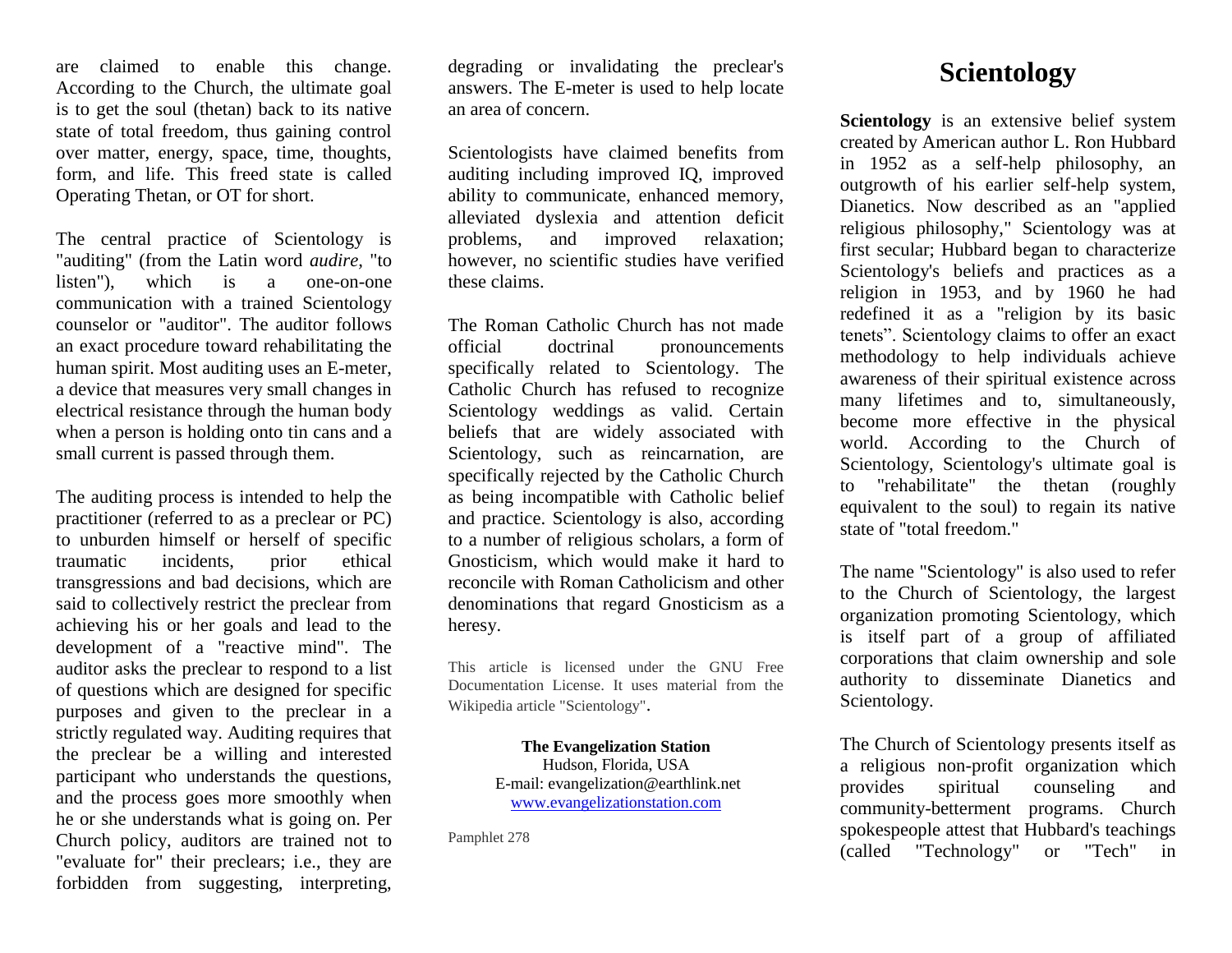are claimed to enable this change. According to the Church, the ultimate goal is to get the soul (thetan) back to its native state of total freedom, thus gaining control over matter, energy, space, time, thoughts, form, and life. This freed state is called Operating Thetan, or OT for short.

The central practice of Scientology is "auditing" (from the Latin word *audire*, "to listen"), which is a one-on-one communication with a trained Scientology counselor or "auditor". The auditor follows an exact procedure toward rehabilitating the human spirit. Most auditing uses an E-meter, a device that measures very small changes in electrical resistance through the human body when a person is holding onto tin cans and a small current is passed through them.

The auditing process is intended to help the practitioner (referred to as a preclear or PC) to unburden himself or herself of specific traumatic incidents, prior ethical transgressions and bad decisions, which are said to collectively restrict the preclear from achieving his or her goals and lead to the development of a "reactive mind". The auditor asks the preclear to respond to a list of questions which are designed for specific purposes and given to the preclear in a strictly regulated way. Auditing requires that the preclear be a willing and interested participant who understands the questions, and the process goes more smoothly when he or she understands what is going on. Per Church policy, auditors are trained not to "evaluate for" their preclears; i.e., they are forbidden from suggesting, interpreting, degrading or invalidating the preclear's answers. The E-meter is used to help locate an area of concern.

Scientologists have claimed benefits from auditing including improved IQ, improved ability to communicate, enhanced memory, alleviated dyslexia and attention deficit problems, and improved relaxation; however, no scientific studies have verified these claims.

The Roman Catholic Church has not made official doctrinal pronouncements specifically related to Scientology. The Catholic Church has refused to recognize Scientology weddings as valid. Certain beliefs that are widely associated with Scientology, such as reincarnation, are specifically rejected by the Catholic Church as being incompatible with Catholic belief and practice. Scientology is also, according to a number of religious scholars, a form of Gnosticism, which would make it hard to reconcile with Roman Catholicism and other denominations that regard Gnosticism as a heresy.

This article is licensed under the GNU Free Documentation License. It uses material from the Wikipedia article "Scientology".

**The Evangelization Station**
Hudson, Florida, USA
E-mail: evangelization@earthlink.net
www.evangelizationstation.com

Pamphlet 278

# Scientology

**Scientology** is an extensive belief system created by American author L. Ron Hubbard in 1952 as a self-help philosophy, an outgrowth of his earlier self-help system, Dianetics. Now described as an "applied religious philosophy," Scientology was at first secular; Hubbard began to characterize Scientology's beliefs and practices as a religion in 1953, and by 1960 he had redefined it as a "religion by its basic tenets". Scientology claims to offer an exact methodology to help individuals achieve awareness of their spiritual existence across many lifetimes and to, simultaneously, become more effective in the physical world. According to the Church of Scientology, Scientology's ultimate goal is to "rehabilitate" the thetan (roughly equivalent to the soul) to regain its native state of "total freedom."

The name "Scientology" is also used to refer to the Church of Scientology, the largest organization promoting Scientology, which is itself part of a group of affiliated corporations that claim ownership and sole authority to disseminate Dianetics and Scientology.

The Church of Scientology presents itself as a religious non-profit organization which provides spiritual counseling and community-betterment programs. Church spokespeople attest that Hubbard's teachings (called "Technology" or "Tech" in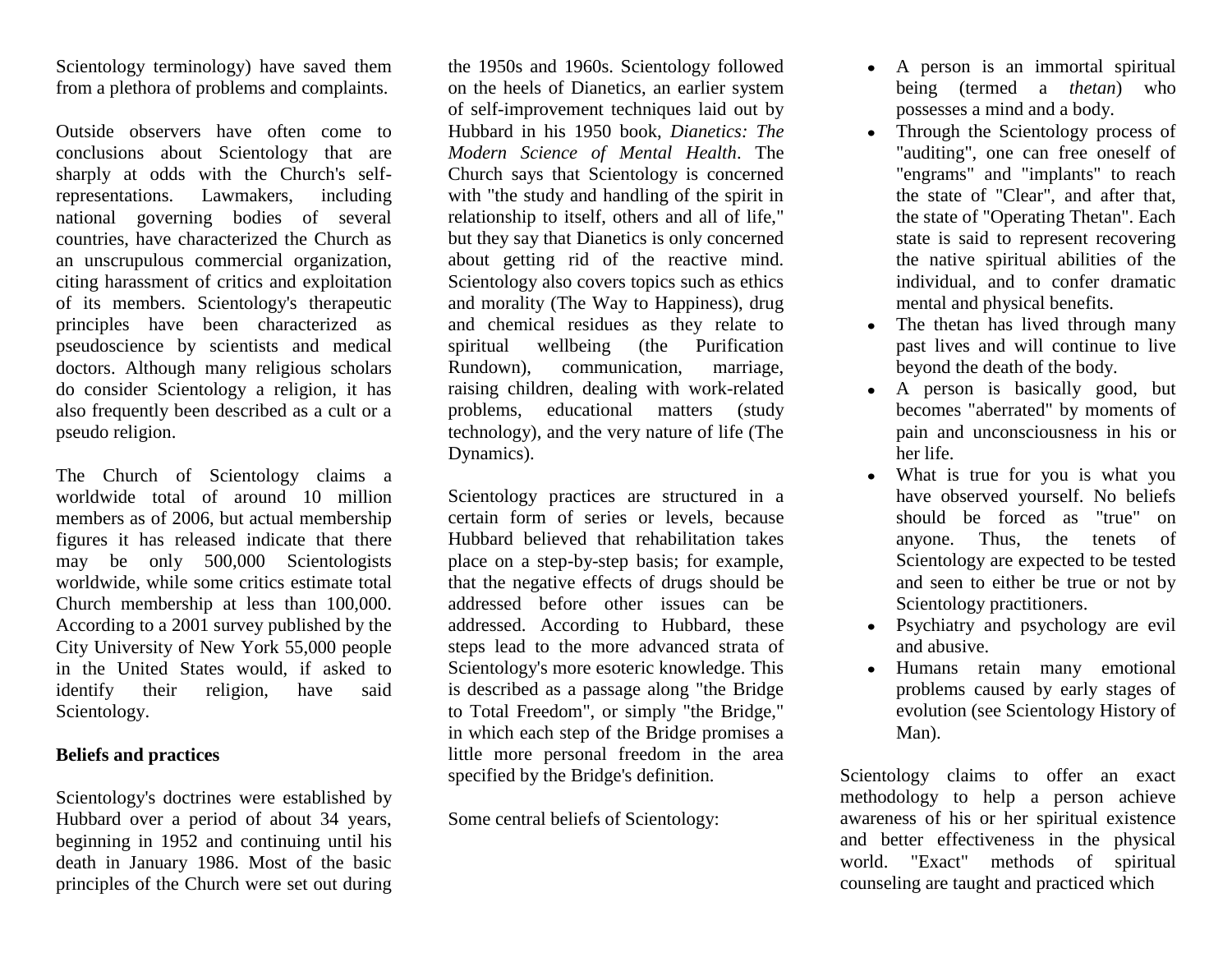Scientology terminology) have saved them from a plethora of problems and complaints.

Outside observers have often come to conclusions about Scientology that are sharply at odds with the Church's self-representations. Lawmakers, including national governing bodies of several countries, have characterized the Church as an unscrupulous commercial organization, citing harassment of critics and exploitation of its members. Scientology's therapeutic principles have been characterized as pseudoscience by scientists and medical doctors. Although many religious scholars do consider Scientology a religion, it has also frequently been described as a cult or a pseudo religion.

The Church of Scientology claims a worldwide total of around 10 million members as of 2006, but actual membership figures it has released indicate that there may be only 500,000 Scientologists worldwide, while some critics estimate total Church membership at less than 100,000. According to a 2001 survey published by the City University of New York 55,000 people in the United States would, if asked to identify their religion, have said Scientology.

**Beliefs and practices**

Scientology's doctrines were established by Hubbard over a period of about 34 years, beginning in 1952 and continuing until his death in January 1986. Most of the basic principles of the Church were set out during the 1950s and 1960s. Scientology followed on the heels of Dianetics, an earlier system of self-improvement techniques laid out by Hubbard in his 1950 book, *Dianetics: The Modern Science of Mental Health*. The Church says that Scientology is concerned with "the study and handling of the spirit in relationship to itself, others and all of life," but they say that Dianetics is only concerned about getting rid of the reactive mind. Scientology also covers topics such as ethics and morality (The Way to Happiness), drug and chemical residues as they relate to spiritual wellbeing (the Purification Rundown), communication, marriage, raising children, dealing with work-related problems, educational matters (study technology), and the very nature of life (The Dynamics).

Scientology practices are structured in a certain form of series or levels, because Hubbard believed that rehabilitation takes place on a step-by-step basis; for example, that the negative effects of drugs should be addressed before other issues can be addressed. According to Hubbard, these steps lead to the more advanced strata of Scientology's more esoteric knowledge. This is described as a passage along "the Bridge to Total Freedom", or simply "the Bridge," in which each step of the Bridge promises a little more personal freedom in the area specified by the Bridge's definition.

Some central beliefs of Scientology:

- A person is an immortal spiritual being (termed a *thetan*) who possesses a mind and a body.
- Through the Scientology process of "auditing", one can free oneself of "engrams" and "implants" to reach the state of "Clear", and after that, the state of "Operating Thetan". Each state is said to represent recovering the native spiritual abilities of the individual, and to confer dramatic mental and physical benefits.
- The thetan has lived through many past lives and will continue to live beyond the death of the body.
- A person is basically good, but becomes "aberrated" by moments of pain and unconsciousness in his or her life.
- What is true for you is what you have observed yourself. No beliefs should be forced as "true" on anyone. Thus, the tenets of Scientology are expected to be tested and seen to either be true or not by Scientology practitioners.
- Psychiatry and psychology are evil and abusive.
- Humans retain many emotional problems caused by early stages of evolution (see Scientology History of Man).

Scientology claims to offer an exact methodology to help a person achieve awareness of his or her spiritual existence and better effectiveness in the physical world. "Exact" methods of spiritual counseling are taught and practiced which